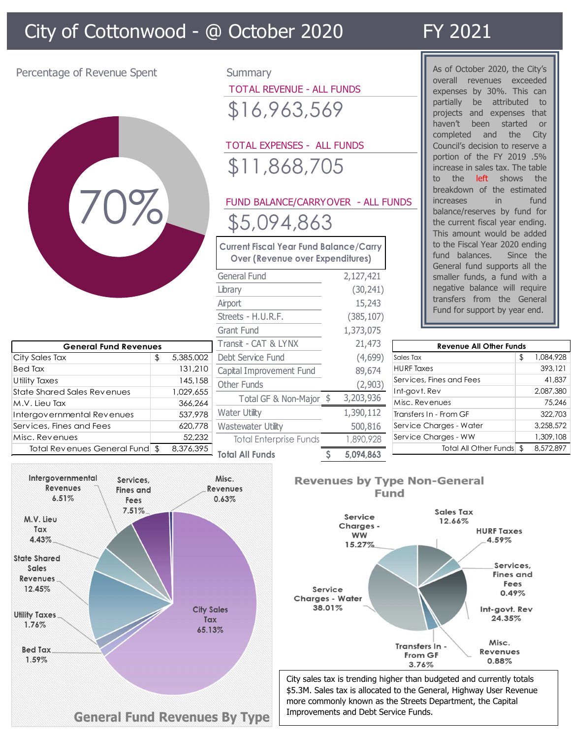# City of Cottonwood - @ October 2020 FY 2021

## Percentage of Revenue Spent

70%

## Summary

TOTAL REVENUE - ALL FUNDS

$16,963,569

TOTAL EXPENSES - ALL FUNDS

$11,868,705

FUND BALANCE/CARRYOVER - ALL FUNDS

$5,094,863

As of October 2020, the City's overall revenues exceeded expenses by 30%. This can partially be attributed to projects and expenses that haven't been started or completed and the City Council's decision to reserve a portion of the FY 2019 .5% increase in sales tax. The table to the left shows the breakdown of the estimated increases in fund balance/reserves by fund for the current fiscal year ending. This amount would be added to the Fiscal Year 2020 ending fund balances. Since the General fund supports all the smaller funds, a fund with a negative balance will require transfers from the General Fund for support by year end.

| Current Fiscal Year Fund Balance/Carry Over (Revenue over Expenditures) | |
|---|---|
| General Fund | 2,127,421 |
| Library | (30,241) |
| Airport | 15,243 |
| Streets - H.U.R.F. | (385,107) |
| Grant Fund | 1,373,075 |
| Transit - CAT & LYNX | 21,473 |
| Debt Service Fund | (4,699) |
| Capital Improvement Fund | 89,674 |
| Other Funds | (2,903) |
| Total GF & Non-Major | $ 3,203,936 |
| Water Utility | 1,390,112 |
| Wastewater Utility | 500,816 |
| Total Enterprise Funds | 1,890,928 |
| **Total All Funds** | **$ 5,094,863** |

| General Fund Revenues | |
|---|---|
| City Sales Tax | $ 5,385,002 |
| Bed Tax | 131,210 |
| Utility Taxes | 145,158 |
| State Shared Sales Revenues | 1,029,655 |
| M.V. Lieu Tax | 366,264 |
| Intergovernmental Revenues | 537,978 |
| Services, Fines and Fees | 620,778 |
| Misc. Revenues | 52,232 |
| Total Revenues General Fund | $ 8,376,395 |

| Revenue All Other Funds | |
|---|---|
| Sales Tax | $ 1,084,928 |
| HURF Taxes | 393,121 |
| Services, Fines and Fees | 41,837 |
| Int-govt. Rev | 2,087,380 |
| Misc. Revenues | 75,246 |
| Transfers In - From GF | 322,703 |
| Service Charges - Water | 3,258,572 |
| Service Charges - WW | 1,309,108 |
| Total All Other Funds | $ 8,572,897 |

## General Fund Revenues By Type

| Category | Percentage |
|---|---|
| City Sales Tax | 65.13% |
| State Shared Sales Revenues | 12.45% |
| Services, Fines and Fees | 7.51% |
| Intergovernmental Revenues | 6.51% |
| M.V. Lieu Tax | 4.43% |
| Utility Taxes | 1.76% |
| Bed Tax | 1.59% |
| Misc. Revenues | 0.63% |

## Revenues by Type Non-General Fund

| Category | Percentage |
|---|---|
| Service Charges - Water | 38.01% |
| Int-govt. Rev | 24.35% |
| Service Charges - WW | 15.27% |
| Sales Tax | 12.66% |
| HURF Taxes | 4.59% |
| Transfers In - From GF | 3.76% |
| Misc. Revenues | 0.88% |
| Services, Fines and Fees | 0.49% |

City sales tax is trending higher than budgeted and currently totals $5.3M. Sales tax is allocated to the General, Highway User Revenue more commonly known as the Streets Department, the Capital Improvements and Debt Service Funds.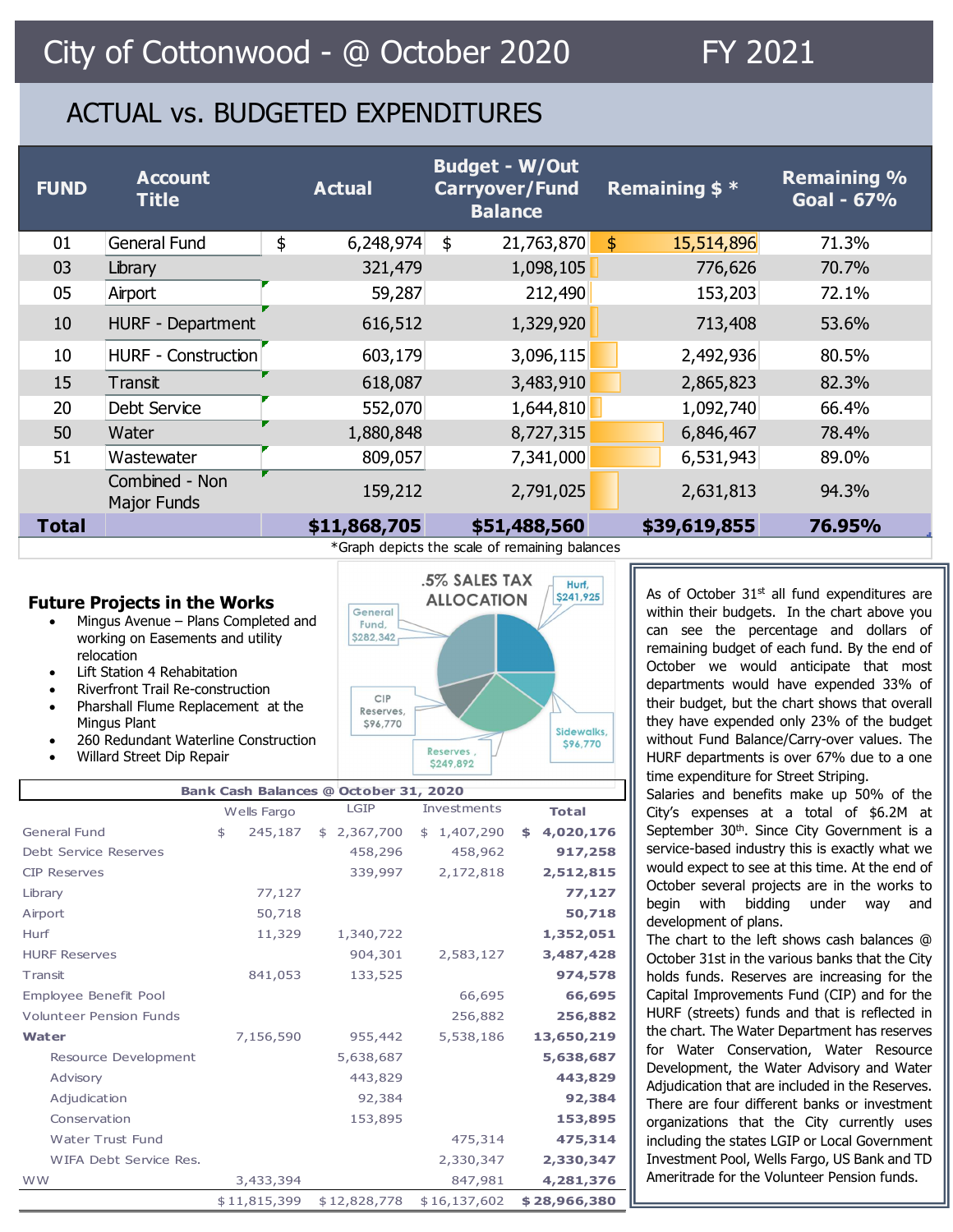# City of Cottonwood - @ October 2020 FY 2021

## ACTUAL vs. BUDGETED EXPENDITURES

| FUND | Account Title | Actual | Budget - W/Out Carryover/Fund Balance | Remaining $ * | Remaining % Goal - 67% |
|---|---|---|---|---|---|
| 01 | General Fund | $ 6,248,974 | $ 21,763,870 | $ 15,514,896 | 71.3% |
| 03 | Library | 321,479 | 1,098,105 | 776,626 | 70.7% |
| 05 | Airport | 59,287 | 212,490 | 153,203 | 72.1% |
| 10 | HURF - Department | 616,512 | 1,329,920 | 713,408 | 53.6% |
| 10 | HURF - Construction | 603,179 | 3,096,115 | 2,492,936 | 80.5% |
| 15 | Transit | 618,087 | 3,483,910 | 2,865,823 | 82.3% |
| 20 | Debt Service | 552,070 | 1,644,810 | 1,092,740 | 66.4% |
| 50 | Water | 1,880,848 | 8,727,315 | 6,846,467 | 78.4% |
| 51 | Wastewater | 809,057 | 7,341,000 | 6,531,943 | 89.0% |
| | Combined - Non Major Funds | 159,212 | 2,791,025 | 2,631,813 | 94.3% |
| **Total** | | **$11,868,705** | **$51,488,560** | **$39,619,855** | **76.95%** |

*Graph depicts the scale of remaining balances

### Future Projects in the Works

- Mingus Avenue – Plans Completed and working on Easements and utility relocation
- Lift Station 4 Rehabilitation
- Riverfront Trail Re-construction
- Pharshall Flume Replacement at the Mingus Plant
- 260 Redundant Waterline Construction
- Willard Street Dip Repair

.5% SALES TAX ALLOCATION

Hurf, $241,925
General Fund, $282,342
CIP Reserves, $96,770
Sidewalks, $96,770
Reserves , $249,892

**Bank Cash Balances @ October 31, 2020**

| | Wells Fargo | LGIP | Investments | Total |
|---|---|---|---|---|
| General Fund | $ 245,187 | $ 2,367,700 | $ 1,407,290 | **$ 4,020,176** |
| Debt Service Reserves | | 458,296 | 458,962 | **917,258** |
| CIP Reserves | | 339,997 | 2,172,818 | **2,512,815** |
| Library | 77,127 | | | **77,127** |
| Airport | 50,718 | | | **50,718** |
| Hurf | 11,329 | 1,340,722 | | **1,352,051** |
| HURF Reserves | | 904,301 | 2,583,127 | **3,487,428** |
| Transit | 841,053 | 133,525 | | **974,578** |
| Employee Benefit Pool | | | 66,695 | **66,695** |
| Volunteer Pension Funds | | | 256,882 | **256,882** |
| **Water** | 7,156,590 | 955,442 | 5,538,186 | **13,650,219** |
| Resource Development | | 5,638,687 | | **5,638,687** |
| Advisory | | 443,829 | | **443,829** |
| Adjudication | | 92,384 | | **92,384** |
| Conservation | | 153,895 | | **153,895** |
| Water Trust Fund | | | 475,314 | **475,314** |
| WIFA Debt Service Res. | | | 2,330,347 | **2,330,347** |
| WW | 3,433,394 | | 847,981 | **4,281,376** |
| | $11,815,399 | $12,828,778 | $16,137,602 | **$ 28,966,380** |

As of October 31st all fund expenditures are within their budgets. In the chart above you can see the percentage and dollars of remaining budget of each fund. By the end of October we would anticipate that most departments would have expended 33% of their budget, but the chart shows that overall they have expended only 23% of the budget without Fund Balance/Carry-over values. The HURF departments is over 67% due to a one time expenditure for Street Striping.

Salaries and benefits make up 50% of the City's expenses at a total of $6.2M at September 30th. Since City Government is a service-based industry this is exactly what we would expect to see at this time. At the end of October several projects are in the works to begin with bidding under way and development of plans.

The chart to the left shows cash balances @ October 31st in the various banks that the City holds funds. Reserves are increasing for the Capital Improvements Fund (CIP) and for the HURF (streets) funds and that is reflected in the chart. The Water Department has reserves for Water Conservation, Water Resource Development, the Water Advisory and Water Adjudication that are included in the Reserves. There are four different banks or investment organizations that the City currently uses including the states LGIP or Local Government Investment Pool, Wells Fargo, US Bank and TD Ameritrade for the Volunteer Pension funds.